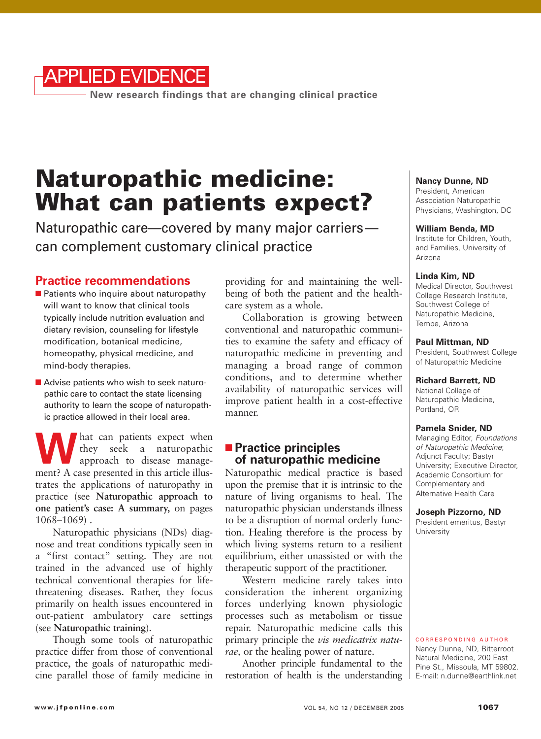APPLIED EVIDENCE

New research findings that are changing clinical practice

# Naturopathic medicine: What can patients expect?

Naturopathic care—covered by many major carriers—can complement customary clinical practice

**Nancy Dunne, ND**
President, American Association Naturopathic Physicians, Washington, DC

**William Benda, MD**
Institute for Children, Youth, and Families, University of Arizona

**Linda Kim, ND**
Medical Director, Southwest College Research Institute, Southwest College of Naturopathic Medicine, Tempe, Arizona

**Paul Mittman, ND**
President, Southwest College of Naturopathic Medicine

**Richard Barrett, ND**
National College of Naturopathic Medicine, Portland, OR

**Pamela Snider, ND**
Managing Editor, *Foundations of Naturopathic Medicine*; Adjunct Faculty; Bastyr University; Executive Director, Academic Consortium for Complementary and Alternative Health Care

**Joseph Pizzorno, ND**
President emeritus, Bastyr University

CORRESPONDING AUTHOR
Nancy Dunne, ND, Bitterroot Natural Medicine, 200 East Pine St., Missoula, MT 59802. E-mail: n.dunne@earthlink.net

## Practice recommendations

- Patients who inquire about naturopathy will want to know that clinical tools typically include nutrition evaluation and dietary revision, counseling for lifestyle modification, botanical medicine, homeopathy, physical medicine, and mind-body therapies.
- Advise patients who wish to seek naturopathic care to contact the state licensing authority to learn the scope of naturopathic practice allowed in their local area.

What can patients expect when they seek a naturopathic approach to disease management? A case presented in this article illustrates the applications of naturopathy in practice (see **Naturopathic approach to one patient's case: A summary,** on pages 1068–1069) .

Naturopathic physicians (NDs) diagnose and treat conditions typically seen in a "first contact" setting. They are not trained in the advanced use of highly technical conventional therapies for life-threatening diseases. Rather, they focus primarily on health issues encountered in out-patient ambulatory care settings (see **Naturopathic training**).

Though some tools of naturopathic practice differ from those of conventional practice, the goals of naturopathic medicine parallel those of family medicine in providing for and maintaining the well-being of both the patient and the health-care system as a whole.

Collaboration is growing between conventional and naturopathic communities to examine the safety and efficacy of naturopathic medicine in preventing and managing a broad range of common conditions, and to determine whether availability of naturopathic services will improve patient health in a cost-effective manner.

## Practice principles of naturopathic medicine

Naturopathic medical practice is based upon the premise that it is intrinsic to the nature of living organisms to heal. The naturopathic physician understands illness to be a disruption of normal orderly function. Healing therefore is the process by which living systems return to a resilient equilibrium, either unassisted or with the therapeutic support of the practitioner.

Western medicine rarely takes into consideration the inherent organizing forces underlying known physiologic processes such as metabolism or tissue repair. Naturopathic medicine calls this primary principle the *vis medicatrix naturae,* or the healing power of nature.

Another principle fundamental to the restoration of health is the understanding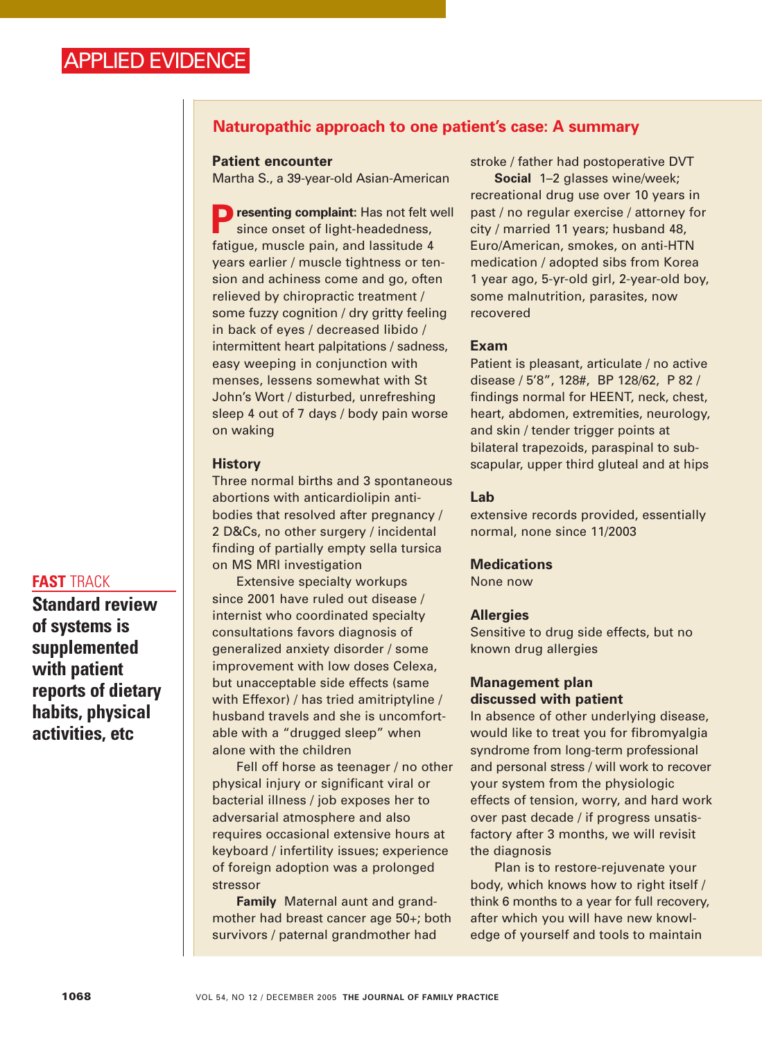APPLIED EVIDENCE

## Naturopathic approach to one patient's case: A summary

### Patient encounter

Martha S., a 39-year-old Asian-American

**Presenting complaint:** Has not felt well since onset of light-headedness, fatigue, muscle pain, and lassitude 4 years earlier / muscle tightness or tension and achiness come and go, often relieved by chiropractic treatment / some fuzzy cognition / dry gritty feeling in back of eyes / decreased libido / intermittent heart palpitations / sadness, easy weeping in conjunction with menses, lessens somewhat with St John's Wort / disturbed, unrefreshing sleep 4 out of 7 days / body pain worse on waking

### History

Three normal births and 3 spontaneous abortions with anticardiolipin antibodies that resolved after pregnancy / 2 D&Cs, no other surgery / incidental finding of partially empty sella tursica on MS MRI investigation

Extensive specialty workups since 2001 have ruled out disease / internist who coordinated specialty consultations favors diagnosis of generalized anxiety disorder / some improvement with low doses Celexa, but unacceptable side effects (same with Effexor) / has tried amitriptyline / husband travels and she is uncomfortable with a "drugged sleep" when alone with the children

Fell off horse as teenager / no other physical injury or significant viral or bacterial illness / job exposes her to adversarial atmosphere and also requires occasional extensive hours at keyboard / infertility issues; experience of foreign adoption was a prolonged stressor

**Family** Maternal aunt and grandmother had breast cancer age 50+; both survivors / paternal grandmother had stroke / father had postoperative DVT

**Social** 1–2 glasses wine/week; recreational drug use over 10 years in past / no regular exercise / attorney for city / married 11 years; husband 48, Euro/American, smokes, on anti-HTN medication / adopted sibs from Korea 1 year ago, 5-yr-old girl, 2-year-old boy, some malnutrition, parasites, now recovered

### Exam

Patient is pleasant, articulate / no active disease / 5'8", 128#, BP 128/62, P 82 / findings normal for HEENT, neck, chest, heart, abdomen, extremities, neurology, and skin / tender trigger points at bilateral trapezoids, paraspinal to subscapular, upper third gluteal and at hips

### Lab

extensive records provided, essentially normal, none since 11/2003

### Medications

None now

### Allergies

Sensitive to drug side effects, but no known drug allergies

### Management plan discussed with patient

In absence of other underlying disease, would like to treat you for fibromyalgia syndrome from long-term professional and personal stress / will work to recover your system from the physiologic effects of tension, worry, and hard work over past decade / if progress unsatisfactory after 3 months, we will revisit the diagnosis

Plan is to restore-rejuvenate your body, which knows how to right itself / think 6 months to a year for full recovery, after which you will have new knowledge of yourself and tools to maintain

**FAST TRACK**

**Standard review of systems is supplemented with patient reports of dietary habits, physical activities, etc**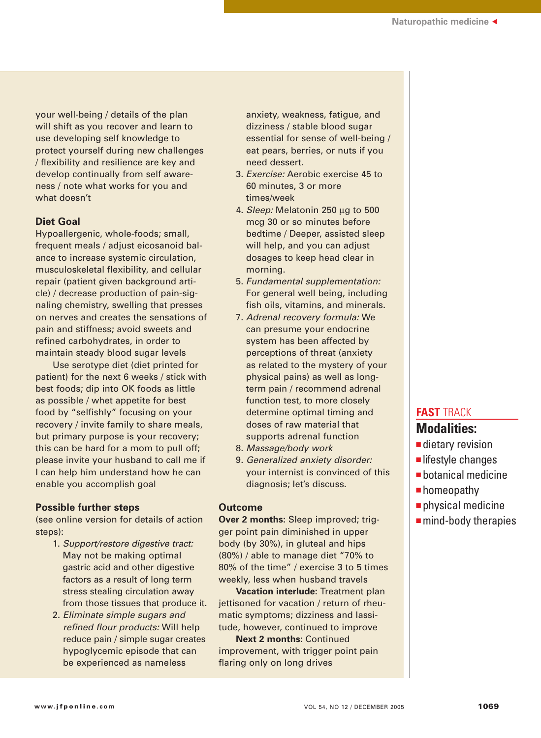your well-being / details of the plan will shift as you recover and learn to use developing self knowledge to protect yourself during new challenges / flexibility and resilience are key and develop continually from self awareness / note what works for you and what doesn't

### Diet Goal

Hypoallergenic, whole-foods; small, frequent meals / adjust eicosanoid balance to increase systemic circulation, musculoskeletal flexibility, and cellular repair (patient given background article) / decrease production of pain-signaling chemistry, swelling that presses on nerves and creates the sensations of pain and stiffness; avoid sweets and refined carbohydrates, in order to maintain steady blood sugar levels

Use serotype diet (diet printed for patient) for the next 6 weeks / stick with best foods; dip into OK foods as little as possible / whet appetite for best food by "selfishly" focusing on your recovery / invite family to share meals, but primary purpose is your recovery; this can be hard for a mom to pull off; please invite your husband to call me if I can help him understand how he can enable you accomplish goal

### Possible further steps

(see online version for details of action steps):

1. *Support/restore digestive tract:* May not be making optimal gastric acid and other digestive factors as a result of long term stress stealing circulation away from those tissues that produce it.
2. *Eliminate simple sugars and refined flour products:* Will help reduce pain / simple sugar creates hypoglycemic episode that can be experienced as nameless anxiety, weakness, fatigue, and dizziness / stable blood sugar essential for sense of well-being / eat pears, berries, or nuts if you need dessert.
3. *Exercise:* Aerobic exercise 45 to 60 minutes, 3 or more times/week
4. *Sleep:* Melatonin 250 µg to 500 mcg 30 or so minutes before bedtime / Deeper, assisted sleep will help, and you can adjust dosages to keep head clear in morning.
5. *Fundamental supplementation:* For general well being, including fish oils, vitamins, and minerals.
7. *Adrenal recovery formula:* We can presume your endocrine system has been affected by perceptions of threat (anxiety as related to the mystery of your physical pains) as well as long-term pain / recommend adrenal function test, to more closely determine optimal timing and doses of raw material that supports adrenal function
8. *Massage/body work*
9. *Generalized anxiety disorder:* your internist is convinced of this diagnosis; let's discuss.

### Outcome

**Over 2 months:** Sleep improved; trigger point pain diminished in upper body (by 30%), in gluteal and hips (80%) / able to manage diet "70% to 80% of the time" / exercise 3 to 5 times weekly, less when husband travels

**Vacation interlude:** Treatment plan jettisoned for vacation / return of rheumatic symptoms; dizziness and lassitude, however, continued to improve

**Next 2 months:** Continued improvement, with trigger point pain flaring only on long drives

**FAST TRACK**

**Modalities:**

- dietary revision
- lifestyle changes
- botanical medicine
- homeopathy
- physical medicine
- mind-body therapies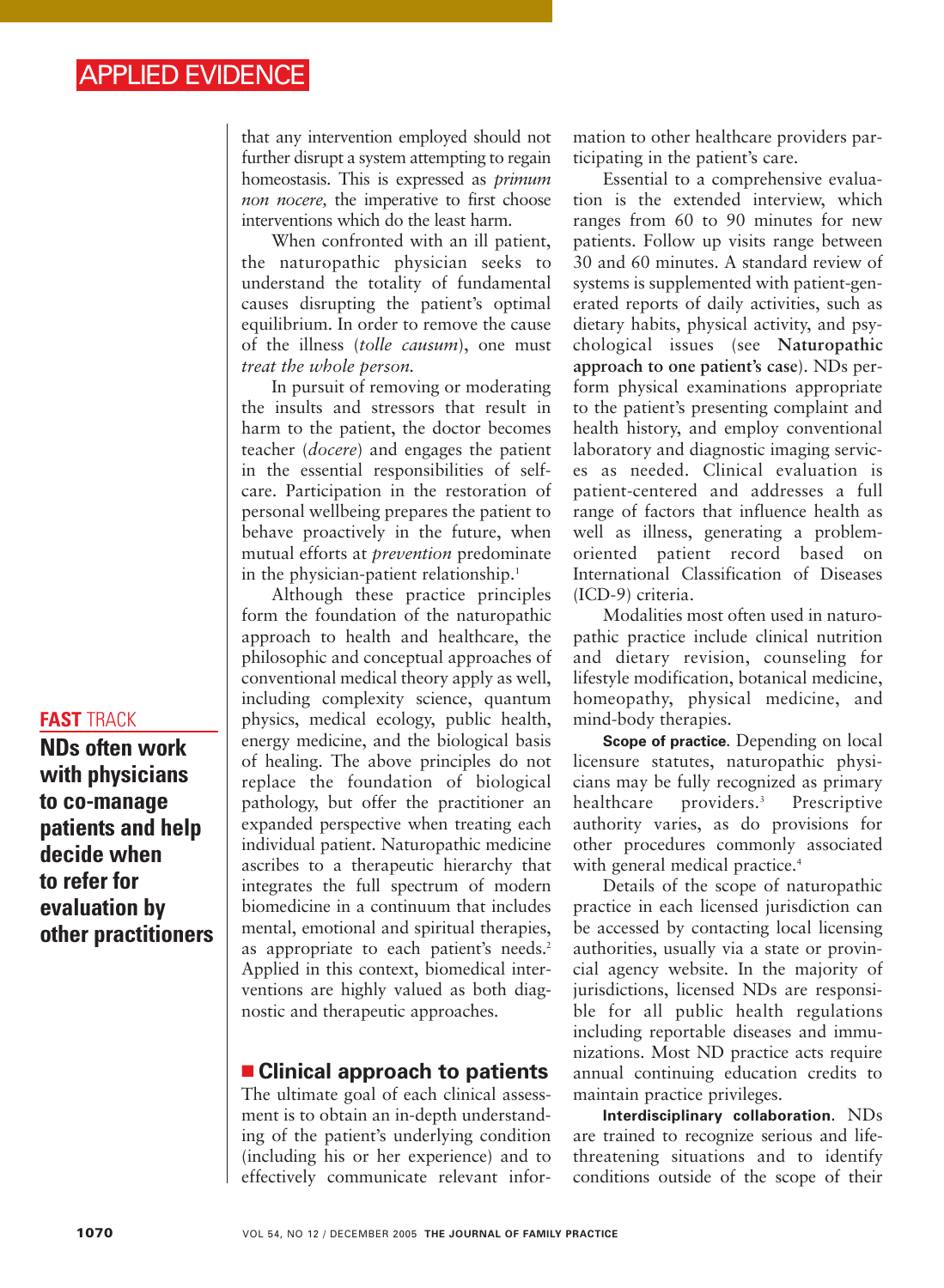that any intervention employed should not further disrupt a system attempting to regain homeostasis. This is expressed as *primum non nocere,* the imperative to first choose interventions which do the least harm.

When confronted with an ill patient, the naturopathic physician seeks to understand the totality of fundamental causes disrupting the patient's optimal equilibrium. In order to remove the cause of the illness (*tolle causum*), one must *treat the whole person.*

In pursuit of removing or moderating the insults and stressors that result in harm to the patient, the doctor becomes teacher (*docere*) and engages the patient in the essential responsibilities of self-care. Participation in the restoration of personal wellbeing prepares the patient to behave proactively in the future, when mutual efforts at *prevention* predominate in the physician-patient relationship.[1]

Although these practice principles form the foundation of the naturopathic approach to health and healthcare, the philosophic and conceptual approaches of conventional medical theory apply as well, including complexity science, quantum physics, medical ecology, public health, energy medicine, and the biological basis of healing. The above principles do not replace the foundation of biological pathology, but offer the practitioner an expanded perspective when treating each individual patient. Naturopathic medicine ascribes to a therapeutic hierarchy that integrates the full spectrum of modern biomedicine in a continuum that includes mental, emotional and spiritual therapies, as appropriate to each patient's needs.[2] Applied in this context, biomedical interventions are highly valued as both diagnostic and therapeutic approaches.

**FAST TRACK**

**NDs often work with physicians to co-manage patients and help decide when to refer for evaluation by other practitioners**

## Clinical approach to patients

The ultimate goal of each clinical assessment is to obtain an in-depth understanding of the patient's underlying condition (including his or her experience) and to effectively communicate relevant information to other healthcare providers participating in the patient's care.

Essential to a comprehensive evaluation is the extended interview, which ranges from 60 to 90 minutes for new patients. Follow up visits range between 30 and 60 minutes. A standard review of systems is supplemented with patient-generated reports of daily activities, such as dietary habits, physical activity, and psychological issues (see **Naturopathic approach to one patient's case**). NDs perform physical examinations appropriate to the patient's presenting complaint and health history, and employ conventional laboratory and diagnostic imaging services as needed. Clinical evaluation is patient-centered and addresses a full range of factors that influence health as well as illness, generating a problem-oriented patient record based on International Classification of Diseases (ICD-9) criteria.

Modalities most often used in naturopathic practice include clinical nutrition and dietary revision, counseling for lifestyle modification, botanical medicine, homeopathy, physical medicine, and mind-body therapies.

**Scope of practice.** Depending on local licensure statutes, naturopathic physicians may be fully recognized as primary healthcare providers.[3] Prescriptive authority varies, as do provisions for other procedures commonly associated with general medical practice.[4]

Details of the scope of naturopathic practice in each licensed jurisdiction can be accessed by contacting local licensing authorities, usually via a state or provincial agency website. In the majority of jurisdictions, licensed NDs are responsible for all public health regulations including reportable diseases and immunizations. Most ND practice acts require annual continuing education credits to maintain practice privileges.

**Interdisciplinary collaboration.** NDs are trained to recognize serious and life-threatening situations and to identify conditions outside of the scope of their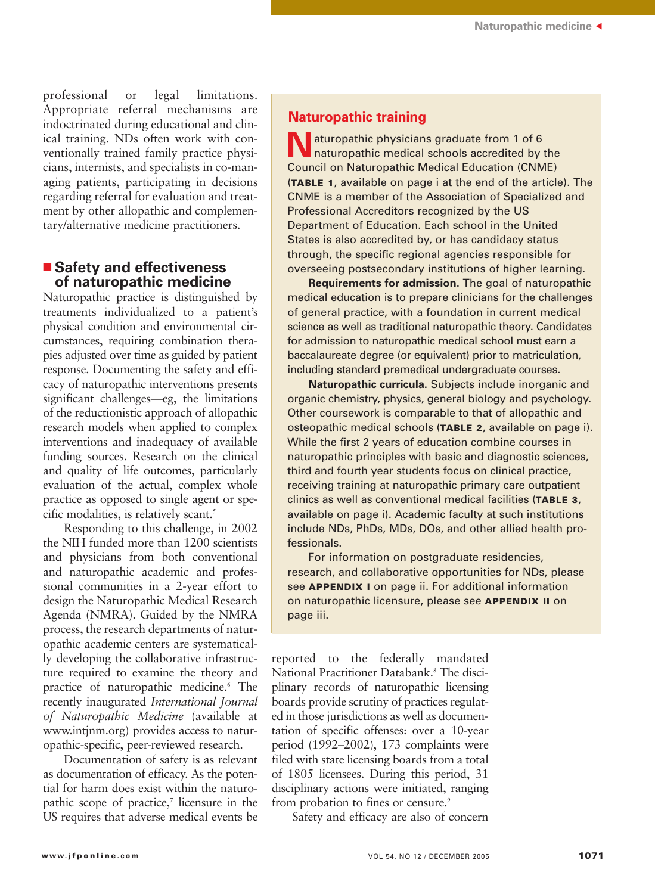professional or legal limitations. Appropriate referral mechanisms are indoctrinated during educational and clinical training. NDs often work with conventionally trained family practice physicians, internists, and specialists in co-managing patients, participating in decisions regarding referral for evaluation and treatment by other allopathic and complementary/alternative medicine practitioners.

## Safety and effectiveness of naturopathic medicine

Naturopathic practice is distinguished by treatments individualized to a patient's physical condition and environmental circumstances, requiring combination therapies adjusted over time as guided by patient response. Documenting the safety and efficacy of naturopathic interventions presents significant challenges—eg, the limitations of the reductionistic approach of allopathic research models when applied to complex interventions and inadequacy of available funding sources. Research on the clinical and quality of life outcomes, particularly evaluation of the actual, complex whole practice as opposed to single agent or specific modalities, is relatively scant.[5]

Responding to this challenge, in 2002 the NIH funded more than 1200 scientists and physicians from both conventional and naturopathic academic and professional communities in a 2-year effort to design the Naturopathic Medical Research Agenda (NMRA). Guided by the NMRA process, the research departments of naturopathic academic centers are systematically developing the collaborative infrastructure required to examine the theory and practice of naturopathic medicine.[6] The recently inaugurated *International Journal of Naturopathic Medicine* (available at www.intjnm.org) provides access to naturopathic-specific, peer-reviewed research.

Documentation of safety is as relevant as documentation of efficacy. As the potential for harm does exist within the naturopathic scope of practice,[7] licensure in the US requires that adverse medical events be reported to the federally mandated National Practitioner Databank.[8] The disciplinary records of naturopathic licensing boards provide scrutiny of practices regulated in those jurisdictions as well as documentation of specific offenses: over a 10-year period (1992–2002), 173 complaints were filed with state licensing boards from a total of 1805 licensees. During this period, 31 disciplinary actions were initiated, ranging from probation to fines or censure.[9]

Safety and efficacy are also of concern

### Naturopathic training

Naturopathic physicians graduate from 1 of 6 naturopathic medical schools accredited by the Council on Naturopathic Medical Education (CNME) (**TABLE 1**, available on page i at the end of the article). The CNME is a member of the Association of Specialized and Professional Accreditors recognized by the US Department of Education. Each school in the United States is also accredited by, or has candidacy status through, the specific regional agencies responsible for overseeing postsecondary institutions of higher learning.

**Requirements for admission.** The goal of naturopathic medical education is to prepare clinicians for the challenges of general practice, with a foundation in current medical science as well as traditional naturopathic theory. Candidates for admission to naturopathic medical school must earn a baccalaureate degree (or equivalent) prior to matriculation, including standard premedical undergraduate courses.

**Naturopathic curricula.** Subjects include inorganic and organic chemistry, physics, general biology and psychology. Other coursework is comparable to that of allopathic and osteopathic medical schools (**TABLE 2**, available on page i). While the first 2 years of education combine courses in naturopathic principles with basic and diagnostic sciences, third and fourth year students focus on clinical practice, receiving training at naturopathic primary care outpatient clinics as well as conventional medical facilities (**TABLE 3**, available on page i). Academic faculty at such institutions include NDs, PhDs, MDs, DOs, and other allied health professionals.

For information on postgraduate residencies, research, and collaborative opportunities for NDs, please see **APPENDIX I** on page ii. For additional information on naturopathic licensure, please see **APPENDIX II** on page iii.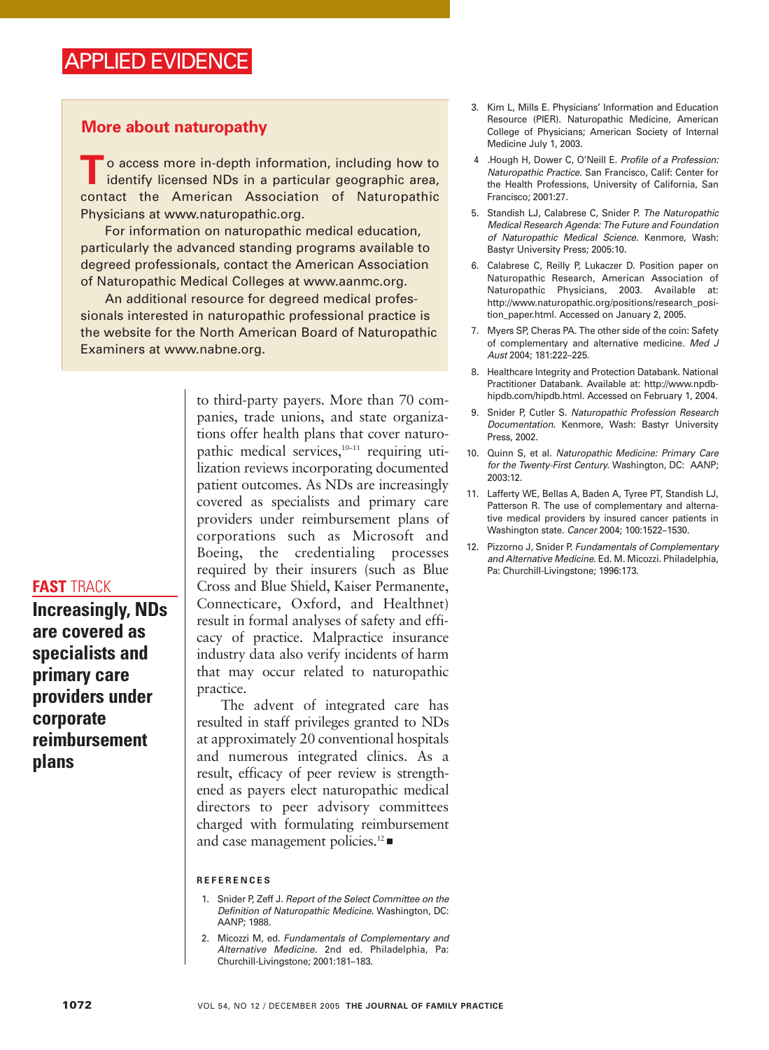## More about naturopathy

To access more in-depth information, including how to identify licensed NDs in a particular geographic area, contact the American Association of Naturopathic Physicians at www.naturopathic.org.

For information on naturopathic medical education, particularly the advanced standing programs available to degreed professionals, contact the American Association of Naturopathic Medical Colleges at www.aanmc.org.

An additional resource for degreed medical professionals interested in naturopathic professional practice is the website for the North American Board of Naturopathic Examiners at www.nabne.org.

to third-party payers. More than 70 companies, trade unions, and state organizations offer health plans that cover naturopathic medical services,[10–11] requiring utilization reviews incorporating documented patient outcomes. As NDs are increasingly covered as specialists and primary care providers under reimbursement plans of corporations such as Microsoft and Boeing, the credentialing processes required by their insurers (such as Blue Cross and Blue Shield, Kaiser Permanente, Connecticare, Oxford, and Healthnet) result in formal analyses of safety and efficacy of practice. Malpractice insurance industry data also verify incidents of harm that may occur related to naturopathic practice.

**FAST TRACK**

**Increasingly, NDs are covered as specialists and primary care providers under corporate reimbursement plans**

The advent of integrated care has resulted in staff privileges granted to NDs at approximately 20 conventional hospitals and numerous integrated clinics. As a result, efficacy of peer review is strengthened as payers elect naturopathic medical directors to peer advisory committees charged with formulating reimbursement and case management policies.[12] ■

### REFERENCES

1. Snider P, Zeff J. *Report of the Select Committee on the Definition of Naturopathic Medicine.* Washington, DC: AANP; 1988.
2. Micozzi M, ed. *Fundamentals of Complementary and Alternative Medicine.* 2nd ed. Philadelphia, Pa: Churchill-Livingstone; 2001:181–183.
3. Kim L, Mills E. Physicians' Information and Education Resource (PIER). Naturopathic Medicine, American College of Physicians; American Society of Internal Medicine July 1, 2003.
4. Hough H, Dower C, O'Neill E. *Profile of a Profession: Naturopathic Practice.* San Francisco, Calif: Center for the Health Professions, University of California, San Francisco; 2001:27.
5. Standish LJ, Calabrese C, Snider P. *The Naturopathic Medical Research Agenda: The Future and Foundation of Naturopathic Medical Science.* Kenmore, Wash: Bastyr University Press; 2005:10.
6. Calabrese C, Reilly P, Lukaczer D. Position paper on Naturopathic Research, American Association of Naturopathic Physicians, 2003. Available at: http://www.naturopathic.org/positions/research_position_paper.html. Accessed on January 2, 2005.
7. Myers SP, Cheras PA. The other side of the coin: Safety of complementary and alternative medicine. *Med J Aust* 2004; 181:222–225.
8. Healthcare Integrity and Protection Databank. National Practitioner Databank. Available at: http://www.npdb-hipdb.com/hipdb.html. Accessed on February 1, 2004.
9. Snider P, Cutler S. *Naturopathic Profession Research Documentation.* Kenmore, Wash: Bastyr University Press, 2002.
10. Quinn S, et al. *Naturopathic Medicine: Primary Care for the Twenty-First Century.* Washington, DC: AANP; 2003:12.
11. Lafferty WE, Bellas A, Baden A, Tyree PT, Standish LJ, Patterson R. The use of complementary and alternative medical providers by insured cancer patients in Washington state. *Cancer* 2004; 100:1522–1530.
12. Pizzorno J, Snider P. *Fundamentals of Complementary and Alternative Medicine.* Ed. M. Micozzi. Philadelphia, Pa: Churchill-Livingstone; 1996:173.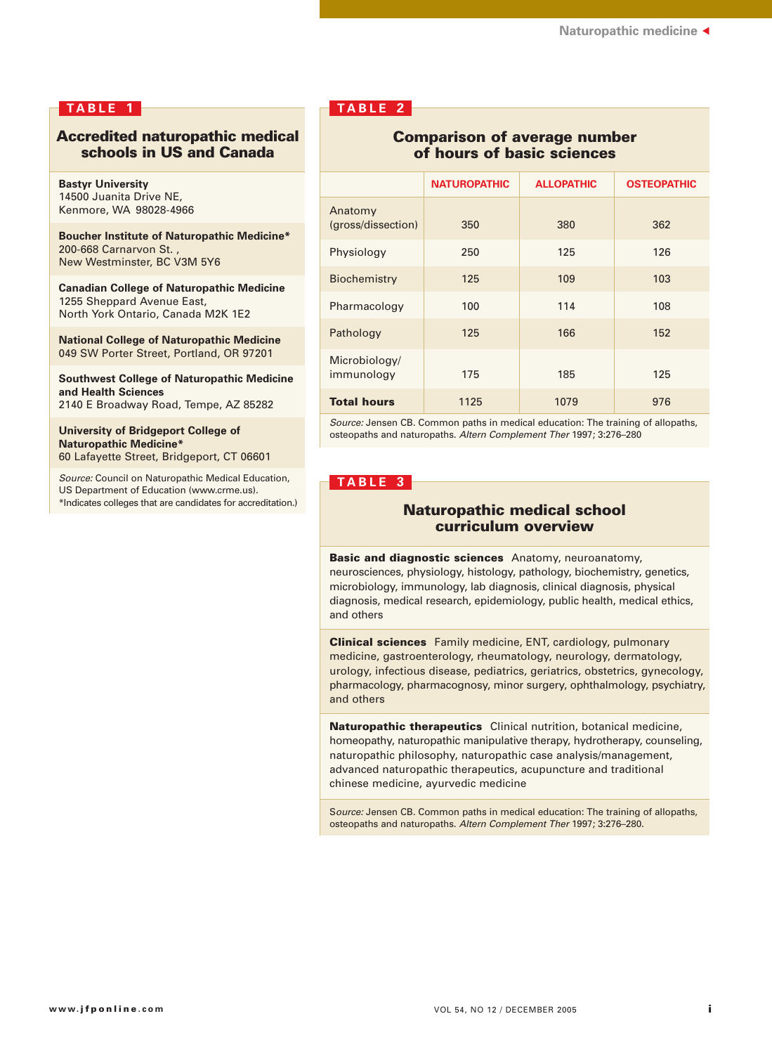## TABLE 1

### Accredited naturopathic medical schools in US and Canada

**Bastyr University**
14500 Juanita Drive NE,
Kenmore, WA 98028-4966

**Boucher Institute of Naturopathic Medicine***
200-668 Carnarvon St. ,
New Westminster, BC V3M 5Y6

**Canadian College of Naturopathic Medicine**
1255 Sheppard Avenue East,
North York Ontario, Canada M2K 1E2

**National College of Naturopathic Medicine**
049 SW Porter Street, Portland, OR 97201

**Southwest College of Naturopathic Medicine and Health Sciences**
2140 E Broadway Road, Tempe, AZ 85282

**University of Bridgeport College of Naturopathic Medicine***
60 Lafayette Street, Bridgeport, CT 06601

*Source:* Council on Naturopathic Medical Education, US Department of Education (www.crme.us).
*Indicates colleges that are candidates for accreditation.)

## TABLE 2

### Comparison of average number of hours of basic sciences

| | NATUROPATHIC | ALLOPATHIC | OSTEOPATHIC |
|---|---|---|---|
| Anatomy (gross/dissection) | 350 | 380 | 362 |
| Physiology | 250 | 125 | 126 |
| Biochemistry | 125 | 109 | 103 |
| Pharmacology | 100 | 114 | 108 |
| Pathology | 125 | 166 | 152 |
| Microbiology/ immunology | 175 | 185 | 125 |
| **Total hours** | 1125 | 1079 | 976 |

*Source:* Jensen CB. Common paths in medical education: The training of allopaths, osteopaths and naturopaths. *Altern Complement Ther* 1997; 3:276–280

## TABLE 3

### Naturopathic medical school curriculum overview

**Basic and diagnostic sciences** Anatomy, neuroanatomy, neurosciences, physiology, histology, pathology, biochemistry, genetics, microbiology, immunology, lab diagnosis, clinical diagnosis, physical diagnosis, medical research, epidemiology, public health, medical ethics, and others

**Clinical sciences** Family medicine, ENT, cardiology, pulmonary medicine, gastroenterology, rheumatology, neurology, dermatology, urology, infectious disease, pediatrics, geriatrics, obstetrics, gynecology, pharmacology, pharmacognosy, minor surgery, ophthalmology, psychiatry, and others

**Naturopathic therapeutics** Clinical nutrition, botanical medicine, homeopathy, naturopathic manipulative therapy, hydrotherapy, counseling, naturopathic philosophy, naturopathic case analysis/management, advanced naturopathic therapeutics, acupuncture and traditional chinese medicine, ayurvedic medicine

*Source:* Jensen CB. Common paths in medical education: The training of allopaths, osteopaths and naturopaths. *Altern Complement Ther* 1997; 3:276–280.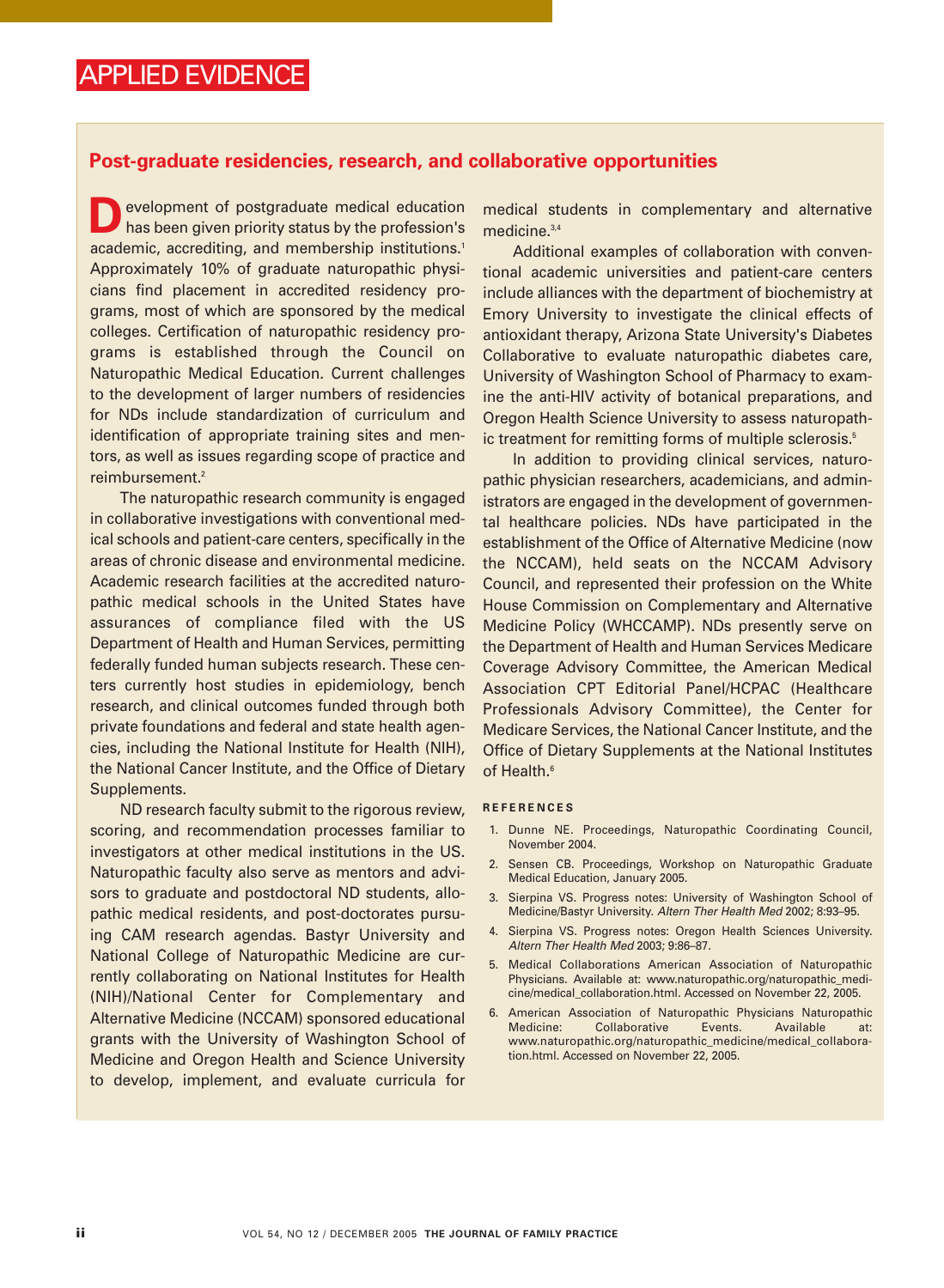APPLIED EVIDENCE

## Post-graduate residencies, research, and collaborative opportunities

Development of postgraduate medical education has been given priority status by the profession's academic, accrediting, and membership institutions.[1] Approximately 10% of graduate naturopathic physicians find placement in accredited residency programs, most of which are sponsored by the medical colleges. Certification of naturopathic residency programs is established through the Council on Naturopathic Medical Education. Current challenges to the development of larger numbers of residencies for NDs include standardization of curriculum and identification of appropriate training sites and mentors, as well as issues regarding scope of practice and reimbursement.[2]

The naturopathic research community is engaged in collaborative investigations with conventional medical schools and patient-care centers, specifically in the areas of chronic disease and environmental medicine. Academic research facilities at the accredited naturopathic medical schools in the United States have assurances of compliance filed with the US Department of Health and Human Services, permitting federally funded human subjects research. These centers currently host studies in epidemiology, bench research, and clinical outcomes funded through both private foundations and federal and state health agencies, including the National Institute for Health (NIH), the National Cancer Institute, and the Office of Dietary Supplements.

ND research faculty submit to the rigorous review, scoring, and recommendation processes familiar to investigators at other medical institutions in the US. Naturopathic faculty also serve as mentors and advisors to graduate and postdoctoral ND students, allopathic medical residents, and post-doctorates pursuing CAM research agendas. Bastyr University and National College of Naturopathic Medicine are currently collaborating on National Institutes for Health (NIH)/National Center for Complementary and Alternative Medicine (NCCAM) sponsored educational grants with the University of Washington School of Medicine and Oregon Health and Science University to develop, implement, and evaluate curricula for medical students in complementary and alternative medicine.[3,4]

Additional examples of collaboration with conventional academic universities and patient-care centers include alliances with the department of biochemistry at Emory University to investigate the clinical effects of antioxidant therapy, Arizona State University's Diabetes Collaborative to evaluate naturopathic diabetes care, University of Washington School of Pharmacy to examine the anti-HIV activity of botanical preparations, and Oregon Health Science University to assess naturopathic treatment for remitting forms of multiple sclerosis.[5]

In addition to providing clinical services, naturopathic physician researchers, academicians, and administrators are engaged in the development of governmental healthcare policies. NDs have participated in the establishment of the Office of Alternative Medicine (now the NCCAM), held seats on the NCCAM Advisory Council, and represented their profession on the White House Commission on Complementary and Alternative Medicine Policy (WHCCAMP). NDs presently serve on the Department of Health and Human Services Medicare Coverage Advisory Committee, the American Medical Association CPT Editorial Panel/HCPAC (Healthcare Professionals Advisory Committee), the Center for Medicare Services, the National Cancer Institute, and the Office of Dietary Supplements at the National Institutes of Health.[6]

### REFERENCES

1. Dunne NE. Proceedings, Naturopathic Coordinating Council, November 2004.
2. Sensen CB. Proceedings, Workshop on Naturopathic Graduate Medical Education, January 2005.
3. Sierpina VS. Progress notes: University of Washington School of Medicine/Bastyr University. *Altern Ther Health Med* 2002; 8:93–95.
4. Sierpina VS. Progress notes: Oregon Health Sciences University. *Altern Ther Health Med* 2003; 9:86–87.
5. Medical Collaborations American Association of Naturopathic Physicians. Available at: www.naturopathic.org/naturopathic_medicine/medical_collaboration.html. Accessed on November 22, 2005.
6. American Association of Naturopathic Physicians Naturopathic Medicine: Collaborative Events. Available at: www.naturopathic.org/naturopathic_medicine/medical_collaboration.html. Accessed on November 22, 2005.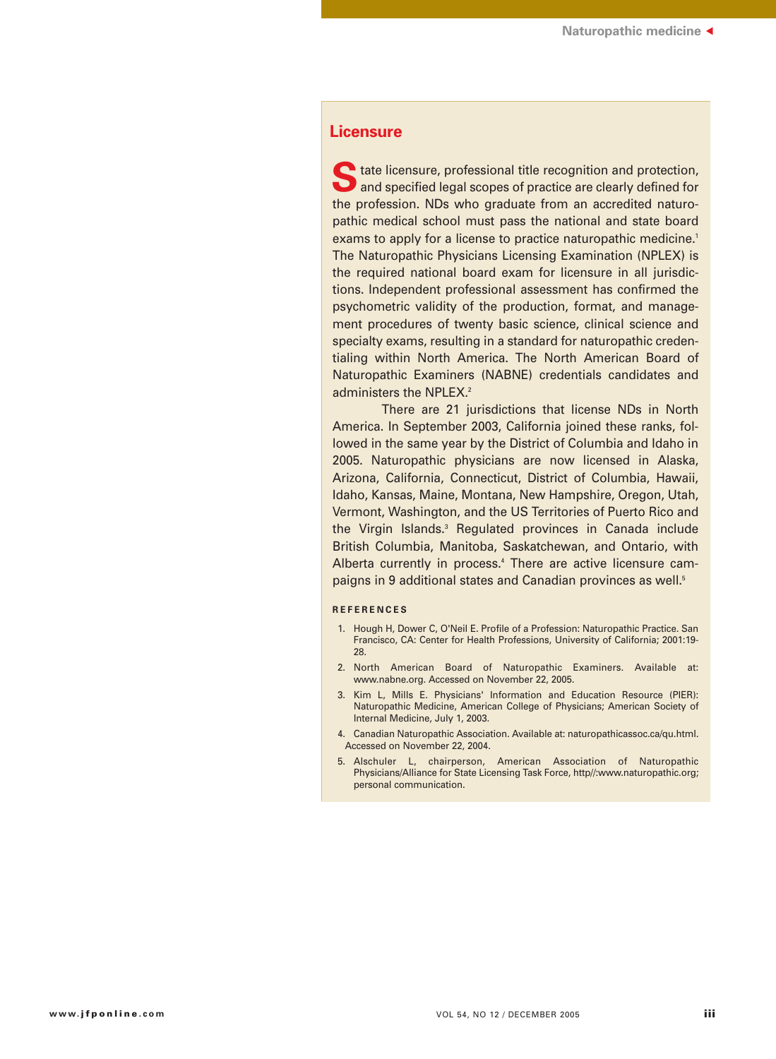## Licensure

State licensure, professional title recognition and protection, and specified legal scopes of practice are clearly defined for the profession. NDs who graduate from an accredited naturopathic medical school must pass the national and state board exams to apply for a license to practice naturopathic medicine.[1] The Naturopathic Physicians Licensing Examination (NPLEX) is the required national board exam for licensure in all jurisdictions. Independent professional assessment has confirmed the psychometric validity of the production, format, and management procedures of twenty basic science, clinical science and specialty exams, resulting in a standard for naturopathic credentialing within North America. The North American Board of Naturopathic Examiners (NABNE) credentials candidates and administers the NPLEX.[2]

There are 21 jurisdictions that license NDs in North America. In September 2003, California joined these ranks, followed in the same year by the District of Columbia and Idaho in 2005. Naturopathic physicians are now licensed in Alaska, Arizona, California, Connecticut, District of Columbia, Hawaii, Idaho, Kansas, Maine, Montana, New Hampshire, Oregon, Utah, Vermont, Washington, and the US Territories of Puerto Rico and the Virgin Islands.[3] Regulated provinces in Canada include British Columbia, Manitoba, Saskatchewan, and Ontario, with Alberta currently in process.[4] There are active licensure campaigns in 9 additional states and Canadian provinces as well.[5]

### REFERENCES

1. Hough H, Dower C, O'Neil E. Profile of a Profession: Naturopathic Practice. San Francisco, CA: Center for Health Professions, University of California; 2001:19-28.
2. North American Board of Naturopathic Examiners. Available at: www.nabne.org. Accessed on November 22, 2005.
3. Kim L, Mills E. Physicians' Information and Education Resource (PIER): Naturopathic Medicine, American College of Physicians; American Society of Internal Medicine, July 1, 2003.
4. Canadian Naturopathic Association. Available at: naturopathicassoc.ca/qu.html. Accessed on November 22, 2004.
5. Alschuler L, chairperson, American Association of Naturopathic Physicians/Alliance for State Licensing Task Force, http//:www.naturopathic.org; personal communication.